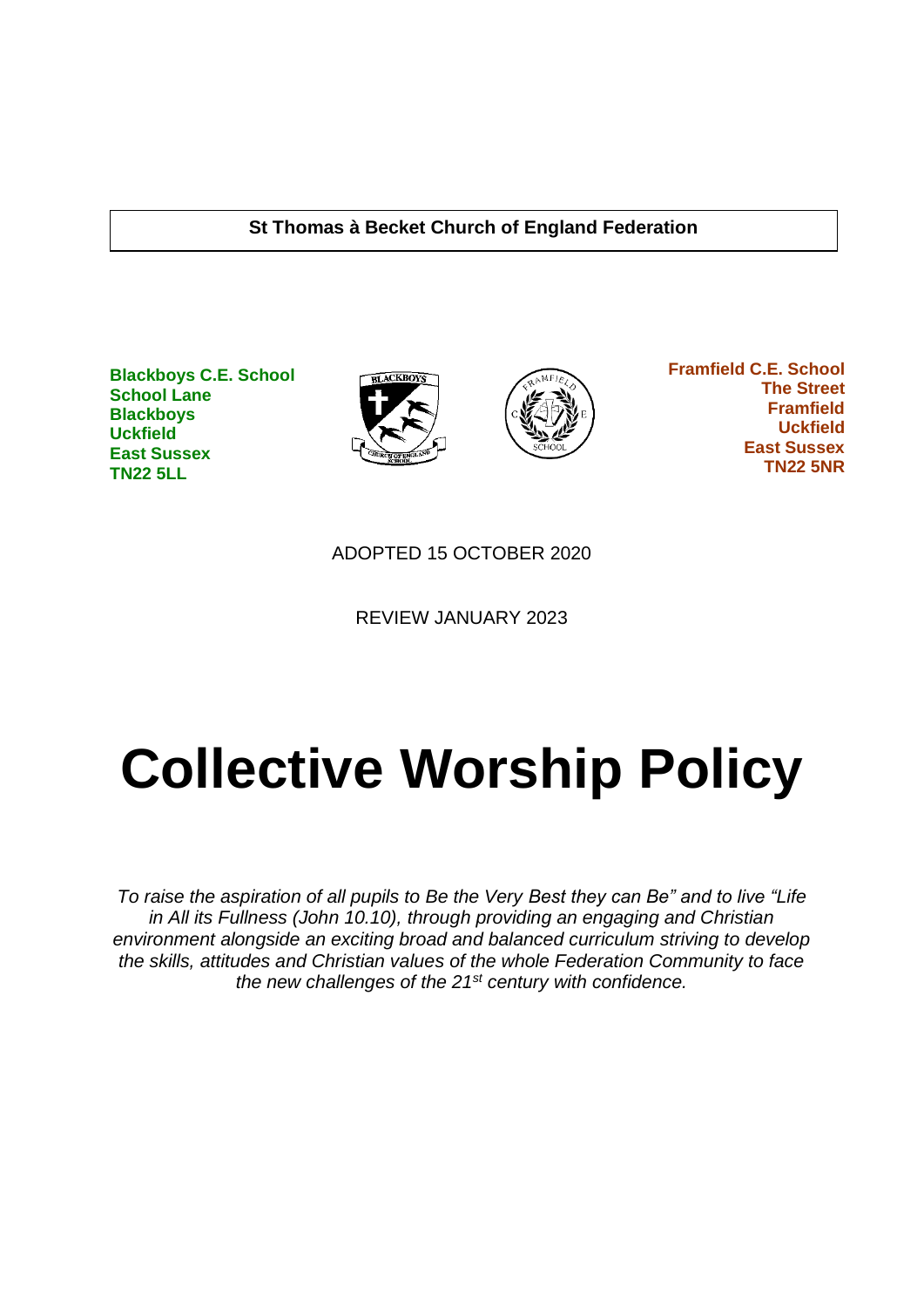**St Thomas à Becket Church of England Federation**

**Blackboys C.E. School**
**School Lane**
**Blackboys**
**Uckfield**
**East Sussex**
**TN22 5LL**

**Framfield C.E. School**
**The Street**
**Framfield**
**Uckfield**
**East Sussex**
**TN22 5NR**

ADOPTED 15 OCTOBER 2020

REVIEW JANUARY 2023

# Collective Worship Policy

*To raise the aspiration of all pupils to Be the Very Best they can Be" and to live "Life in All its Fullness (John 10.10), through providing an engaging and Christian environment alongside an exciting broad and balanced curriculum striving to develop the skills, attitudes and Christian values of the whole Federation Community to face the new challenges of the 21st century with confidence.*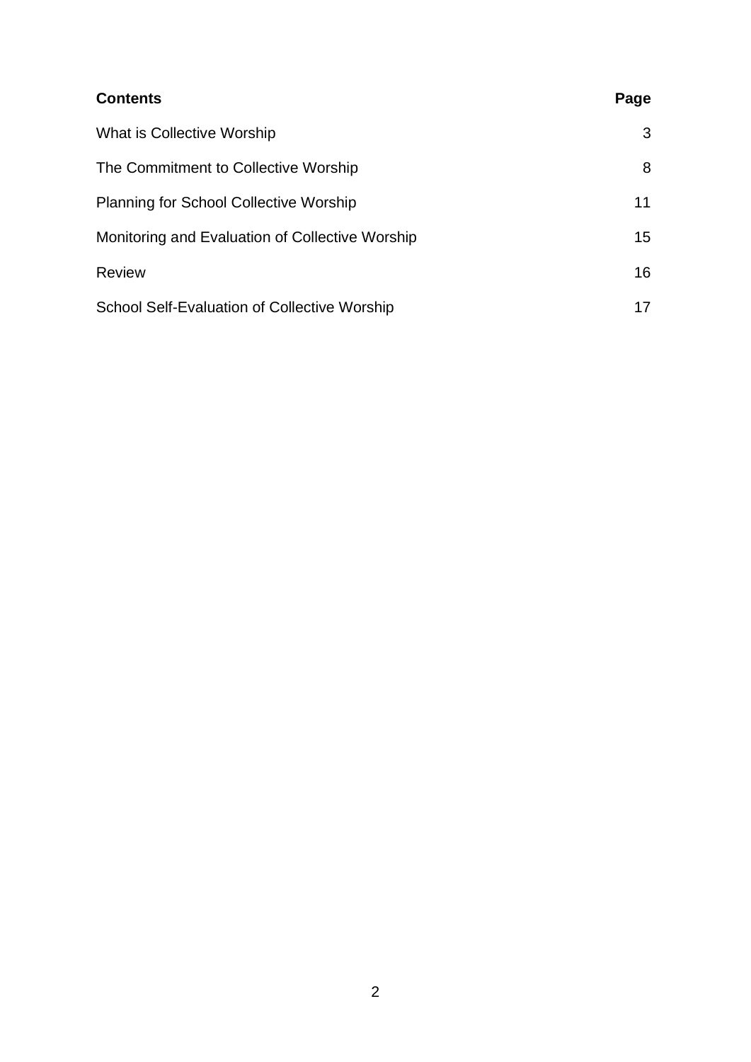| **Contents** | **Page** |
| --- | --- |
| What is Collective Worship | 3 |
| The Commitment to Collective Worship | 8 |
| Planning for School Collective Worship | 11 |
| Monitoring and Evaluation of Collective Worship | 15 |
| Review | 16 |
| School Self-Evaluation of Collective Worship | 17 |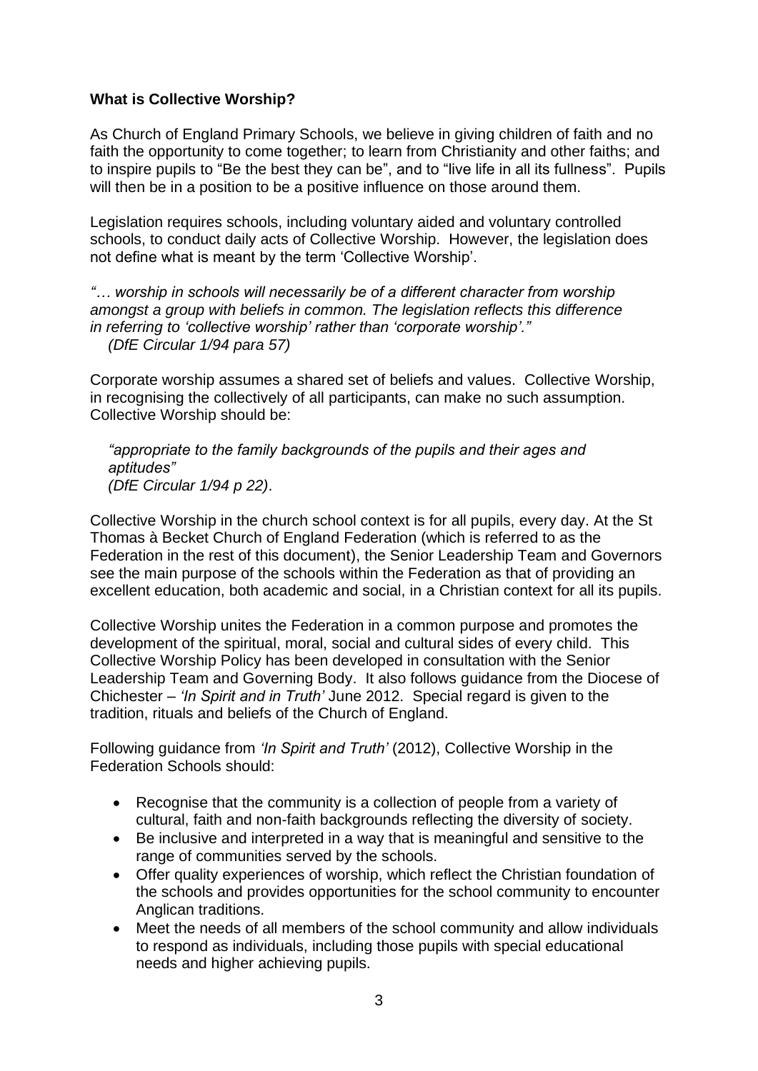**What is Collective Worship?**

As Church of England Primary Schools, we believe in giving children of faith and no faith the opportunity to come together; to learn from Christianity and other faiths; and to inspire pupils to "Be the best they can be", and to "live life in all its fullness". Pupils will then be in a position to be a positive influence on those around them.

Legislation requires schools, including voluntary aided and voluntary controlled schools, to conduct daily acts of Collective Worship. However, the legislation does not define what is meant by the term 'Collective Worship'.

*"… worship in schools will necessarily be of a different character from worship amongst a group with beliefs in common. The legislation reflects this difference in referring to 'collective worship' rather than 'corporate worship'."*
*(DfE Circular 1/94 para 57)*

Corporate worship assumes a shared set of beliefs and values. Collective Worship, in recognising the collectively of all participants, can make no such assumption. Collective Worship should be:

*"appropriate to the family backgrounds of the pupils and their ages and aptitudes"*
*(DfE Circular 1/94 p 22)*.

Collective Worship in the church school context is for all pupils, every day. At the St Thomas à Becket Church of England Federation (which is referred to as the Federation in the rest of this document), the Senior Leadership Team and Governors see the main purpose of the schools within the Federation as that of providing an excellent education, both academic and social, in a Christian context for all its pupils.

Collective Worship unites the Federation in a common purpose and promotes the development of the spiritual, moral, social and cultural sides of every child. This Collective Worship Policy has been developed in consultation with the Senior Leadership Team and Governing Body. It also follows guidance from the Diocese of Chichester – *'In Spirit and in Truth'* June 2012. Special regard is given to the tradition, rituals and beliefs of the Church of England.

Following guidance from *'In Spirit and Truth'* (2012), Collective Worship in the Federation Schools should:

- Recognise that the community is a collection of people from a variety of cultural, faith and non-faith backgrounds reflecting the diversity of society.
- Be inclusive and interpreted in a way that is meaningful and sensitive to the range of communities served by the schools.
- Offer quality experiences of worship, which reflect the Christian foundation of the schools and provides opportunities for the school community to encounter Anglican traditions.
- Meet the needs of all members of the school community and allow individuals to respond as individuals, including those pupils with special educational needs and higher achieving pupils.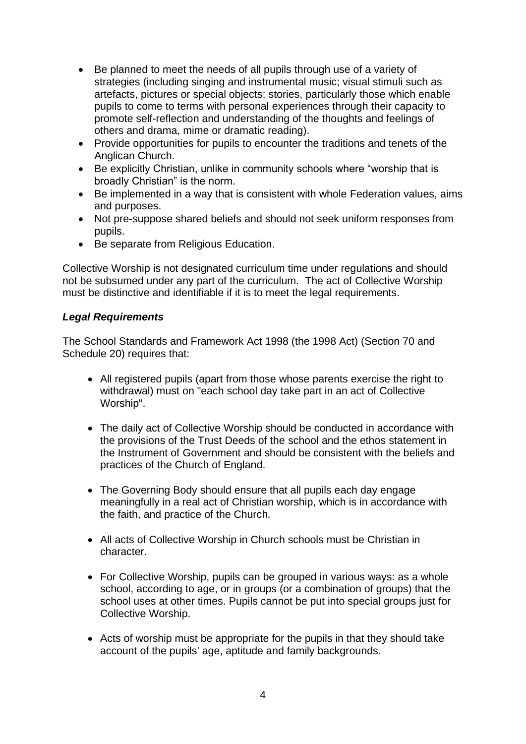- Be planned to meet the needs of all pupils through use of a variety of strategies (including singing and instrumental music; visual stimuli such as artefacts, pictures or special objects; stories, particularly those which enable pupils to come to terms with personal experiences through their capacity to promote self-reflection and understanding of the thoughts and feelings of others and drama, mime or dramatic reading).
- Provide opportunities for pupils to encounter the traditions and tenets of the Anglican Church.
- Be explicitly Christian, unlike in community schools where "worship that is broadly Christian" is the norm.
- Be implemented in a way that is consistent with whole Federation values, aims and purposes.
- Not pre-suppose shared beliefs and should not seek uniform responses from pupils.
- Be separate from Religious Education.

Collective Worship is not designated curriculum time under regulations and should not be subsumed under any part of the curriculum. The act of Collective Worship must be distinctive and identifiable if it is to meet the legal requirements.

***Legal Requirements***

The School Standards and Framework Act 1998 (the 1998 Act) (Section 70 and Schedule 20) requires that:

- All registered pupils (apart from those whose parents exercise the right to withdrawal) must on "each school day take part in an act of Collective Worship".

- The daily act of Collective Worship should be conducted in accordance with the provisions of the Trust Deeds of the school and the ethos statement in the Instrument of Government and should be consistent with the beliefs and practices of the Church of England.

- The Governing Body should ensure that all pupils each day engage meaningfully in a real act of Christian worship, which is in accordance with the faith, and practice of the Church.

- All acts of Collective Worship in Church schools must be Christian in character.

- For Collective Worship, pupils can be grouped in various ways: as a whole school, according to age, or in groups (or a combination of groups) that the school uses at other times. Pupils cannot be put into special groups just for Collective Worship.

- Acts of worship must be appropriate for the pupils in that they should take account of the pupils' age, aptitude and family backgrounds.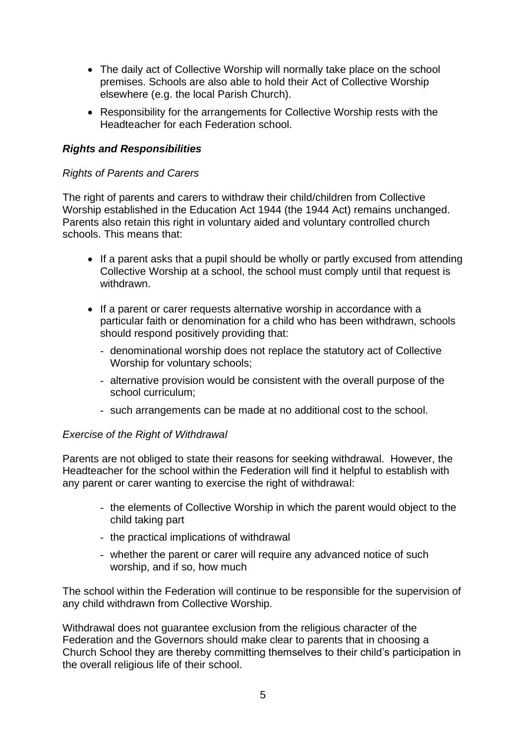- The daily act of Collective Worship will normally take place on the school premises. Schools are also able to hold their Act of Collective Worship elsewhere (e.g. the local Parish Church).
- Responsibility for the arrangements for Collective Worship rests with the Headteacher for each Federation school.

### ***Rights and Responsibilities***

*Rights of Parents and Carers*

The right of parents and carers to withdraw their child/children from Collective Worship established in the Education Act 1944 (the 1944 Act) remains unchanged. Parents also retain this right in voluntary aided and voluntary controlled church schools. This means that:

- If a parent asks that a pupil should be wholly or partly excused from attending Collective Worship at a school, the school must comply until that request is withdrawn.
- If a parent or carer requests alternative worship in accordance with a particular faith or denomination for a child who has been withdrawn, schools should respond positively providing that:
  - denominational worship does not replace the statutory act of Collective Worship for voluntary schools;
  - alternative provision would be consistent with the overall purpose of the school curriculum;
  - such arrangements can be made at no additional cost to the school.

*Exercise of the Right of Withdrawal*

Parents are not obliged to state their reasons for seeking withdrawal. However, the Headteacher for the school within the Federation will find it helpful to establish with any parent or carer wanting to exercise the right of withdrawal:

- the elements of Collective Worship in which the parent would object to the child taking part
- the practical implications of withdrawal
- whether the parent or carer will require any advanced notice of such worship, and if so, how much

The school within the Federation will continue to be responsible for the supervision of any child withdrawn from Collective Worship.

Withdrawal does not guarantee exclusion from the religious character of the Federation and the Governors should make clear to parents that in choosing a Church School they are thereby committing themselves to their child's participation in the overall religious life of their school.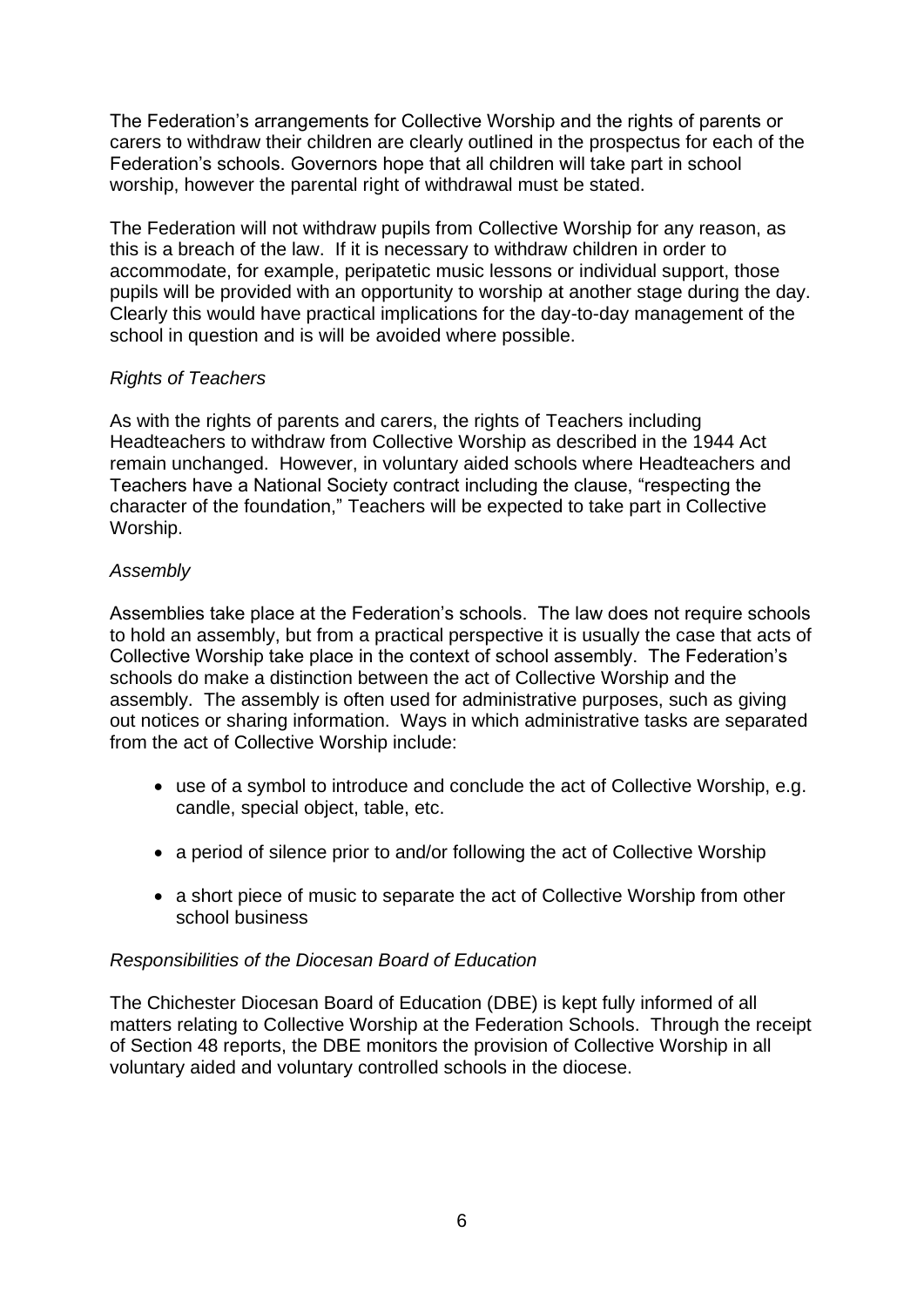The Federation's arrangements for Collective Worship and the rights of parents or carers to withdraw their children are clearly outlined in the prospectus for each of the Federation's schools. Governors hope that all children will take part in school worship, however the parental right of withdrawal must be stated.

The Federation will not withdraw pupils from Collective Worship for any reason, as this is a breach of the law. If it is necessary to withdraw children in order to accommodate, for example, peripatetic music lessons or individual support, those pupils will be provided with an opportunity to worship at another stage during the day. Clearly this would have practical implications for the day-to-day management of the school in question and is will be avoided where possible.

*Rights of Teachers*

As with the rights of parents and carers, the rights of Teachers including Headteachers to withdraw from Collective Worship as described in the 1944 Act remain unchanged. However, in voluntary aided schools where Headteachers and Teachers have a National Society contract including the clause, "respecting the character of the foundation," Teachers will be expected to take part in Collective Worship.

*Assembly*

Assemblies take place at the Federation's schools. The law does not require schools to hold an assembly, but from a practical perspective it is usually the case that acts of Collective Worship take place in the context of school assembly. The Federation's schools do make a distinction between the act of Collective Worship and the assembly. The assembly is often used for administrative purposes, such as giving out notices or sharing information. Ways in which administrative tasks are separated from the act of Collective Worship include:

- use of a symbol to introduce and conclude the act of Collective Worship, e.g. candle, special object, table, etc.
- a period of silence prior to and/or following the act of Collective Worship
- a short piece of music to separate the act of Collective Worship from other school business

*Responsibilities of the Diocesan Board of Education*

The Chichester Diocesan Board of Education (DBE) is kept fully informed of all matters relating to Collective Worship at the Federation Schools. Through the receipt of Section 48 reports, the DBE monitors the provision of Collective Worship in all voluntary aided and voluntary controlled schools in the diocese.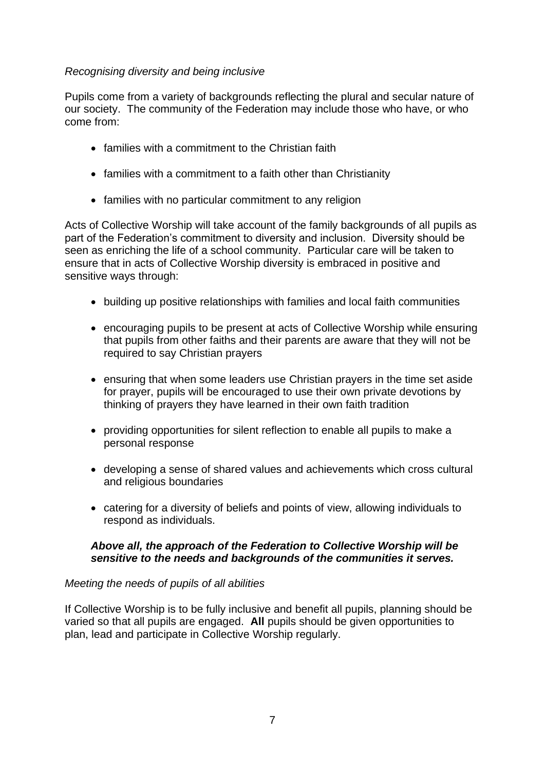*Recognising diversity and being inclusive*

Pupils come from a variety of backgrounds reflecting the plural and secular nature of our society. The community of the Federation may include those who have, or who come from:

- families with a commitment to the Christian faith
- families with a commitment to a faith other than Christianity
- families with no particular commitment to any religion

Acts of Collective Worship will take account of the family backgrounds of all pupils as part of the Federation's commitment to diversity and inclusion. Diversity should be seen as enriching the life of a school community. Particular care will be taken to ensure that in acts of Collective Worship diversity is embraced in positive and sensitive ways through:

- building up positive relationships with families and local faith communities
- encouraging pupils to be present at acts of Collective Worship while ensuring that pupils from other faiths and their parents are aware that they will not be required to say Christian prayers
- ensuring that when some leaders use Christian prayers in the time set aside for prayer, pupils will be encouraged to use their own private devotions by thinking of prayers they have learned in their own faith tradition
- providing opportunities for silent reflection to enable all pupils to make a personal response
- developing a sense of shared values and achievements which cross cultural and religious boundaries
- catering for a diversity of beliefs and points of view, allowing individuals to respond as individuals.

***Above all, the approach of the Federation to Collective Worship will be sensitive to the needs and backgrounds of the communities it serves.***

*Meeting the needs of pupils of all abilities*

If Collective Worship is to be fully inclusive and benefit all pupils, planning should be varied so that all pupils are engaged. **All** pupils should be given opportunities to plan, lead and participate in Collective Worship regularly.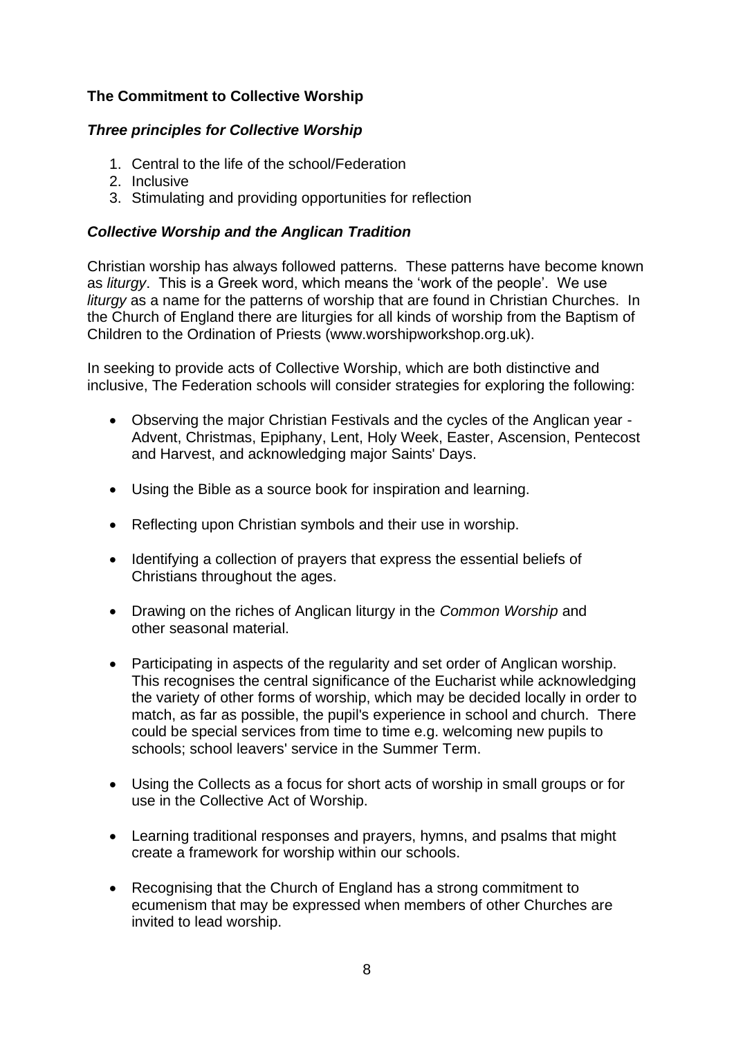## The Commitment to Collective Worship

### *Three principles for Collective Worship*

1. Central to the life of the school/Federation
2. Inclusive
3. Stimulating and providing opportunities for reflection

### *Collective Worship and the Anglican Tradition*

Christian worship has always followed patterns. These patterns have become known as *liturgy*. This is a Greek word, which means the 'work of the people'. We use *liturgy* as a name for the patterns of worship that are found in Christian Churches. In the Church of England there are liturgies for all kinds of worship from the Baptism of Children to the Ordination of Priests (www.worshipworkshop.org.uk).

In seeking to provide acts of Collective Worship, which are both distinctive and inclusive, The Federation schools will consider strategies for exploring the following:

- Observing the major Christian Festivals and the cycles of the Anglican year - Advent, Christmas, Epiphany, Lent, Holy Week, Easter, Ascension, Pentecost and Harvest, and acknowledging major Saints' Days.
- Using the Bible as a source book for inspiration and learning.
- Reflecting upon Christian symbols and their use in worship.
- Identifying a collection of prayers that express the essential beliefs of Christians throughout the ages.
- Drawing on the riches of Anglican liturgy in the *Common Worship* and other seasonal material.
- Participating in aspects of the regularity and set order of Anglican worship. This recognises the central significance of the Eucharist while acknowledging the variety of other forms of worship, which may be decided locally in order to match, as far as possible, the pupil's experience in school and church. There could be special services from time to time e.g. welcoming new pupils to schools; school leavers' service in the Summer Term.
- Using the Collects as a focus for short acts of worship in small groups or for use in the Collective Act of Worship.
- Learning traditional responses and prayers, hymns, and psalms that might create a framework for worship within our schools.
- Recognising that the Church of England has a strong commitment to ecumenism that may be expressed when members of other Churches are invited to lead worship.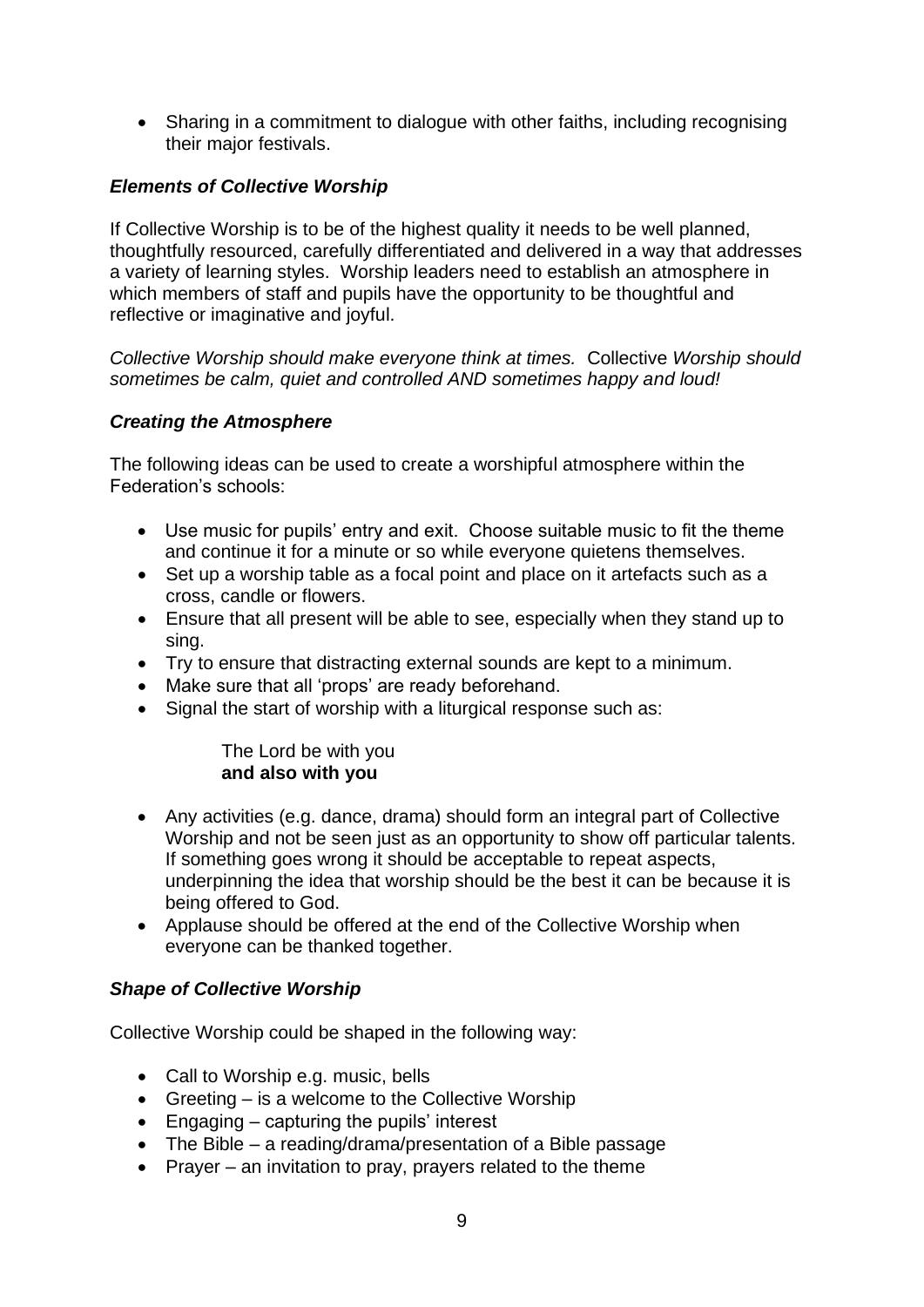- Sharing in a commitment to dialogue with other faiths, including recognising their major festivals.

### *Elements of Collective Worship*

If Collective Worship is to be of the highest quality it needs to be well planned, thoughtfully resourced, carefully differentiated and delivered in a way that addresses a variety of learning styles. Worship leaders need to establish an atmosphere in which members of staff and pupils have the opportunity to be thoughtful and reflective or imaginative and joyful.

*Collective Worship should make everyone think at times.* Collective *Worship should sometimes be calm, quiet and controlled AND sometimes happy and loud!*

### *Creating the Atmosphere*

The following ideas can be used to create a worshipful atmosphere within the Federation's schools:

- Use music for pupils' entry and exit. Choose suitable music to fit the theme and continue it for a minute or so while everyone quietens themselves.
- Set up a worship table as a focal point and place on it artefacts such as a cross, candle or flowers.
- Ensure that all present will be able to see, especially when they stand up to sing.
- Try to ensure that distracting external sounds are kept to a minimum.
- Make sure that all 'props' are ready beforehand.
- Signal the start of worship with a liturgical response such as:

  The Lord be with you
  **and also with you**

- Any activities (e.g. dance, drama) should form an integral part of Collective Worship and not be seen just as an opportunity to show off particular talents. If something goes wrong it should be acceptable to repeat aspects, underpinning the idea that worship should be the best it can be because it is being offered to God.
- Applause should be offered at the end of the Collective Worship when everyone can be thanked together.

### *Shape of Collective Worship*

Collective Worship could be shaped in the following way:

- Call to Worship e.g. music, bells
- Greeting – is a welcome to the Collective Worship
- Engaging – capturing the pupils' interest
- The Bible – a reading/drama/presentation of a Bible passage
- Prayer – an invitation to pray, prayers related to the theme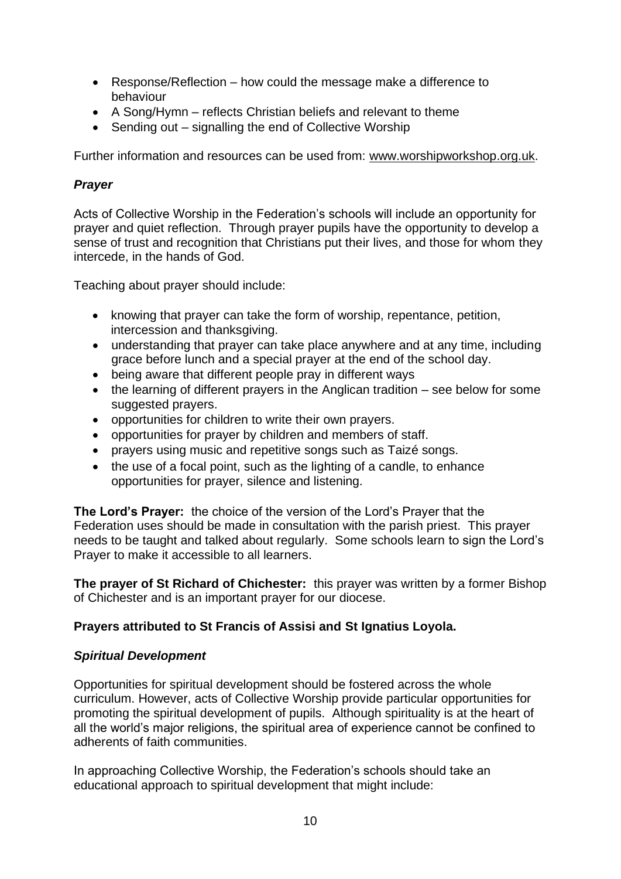- Response/Reflection – how could the message make a difference to behaviour
- A Song/Hymn – reflects Christian beliefs and relevant to theme
- Sending out – signalling the end of Collective Worship

Further information and resources can be used from: www.worshipworkshop.org.uk.

### *Prayer*

Acts of Collective Worship in the Federation's schools will include an opportunity for prayer and quiet reflection. Through prayer pupils have the opportunity to develop a sense of trust and recognition that Christians put their lives, and those for whom they intercede, in the hands of God.

Teaching about prayer should include:

- knowing that prayer can take the form of worship, repentance, petition, intercession and thanksgiving.
- understanding that prayer can take place anywhere and at any time, including grace before lunch and a special prayer at the end of the school day.
- being aware that different people pray in different ways
- the learning of different prayers in the Anglican tradition – see below for some suggested prayers.
- opportunities for children to write their own prayers.
- opportunities for prayer by children and members of staff.
- prayers using music and repetitive songs such as Taizé songs.
- the use of a focal point, such as the lighting of a candle, to enhance opportunities for prayer, silence and listening.

**The Lord's Prayer:** the choice of the version of the Lord's Prayer that the Federation uses should be made in consultation with the parish priest. This prayer needs to be taught and talked about regularly. Some schools learn to sign the Lord's Prayer to make it accessible to all learners.

**The prayer of St Richard of Chichester:** this prayer was written by a former Bishop of Chichester and is an important prayer for our diocese.

**Prayers attributed to St Francis of Assisi and St Ignatius Loyola.**

### *Spiritual Development*

Opportunities for spiritual development should be fostered across the whole curriculum. However, acts of Collective Worship provide particular opportunities for promoting the spiritual development of pupils. Although spirituality is at the heart of all the world's major religions, the spiritual area of experience cannot be confined to adherents of faith communities.

In approaching Collective Worship, the Federation's schools should take an educational approach to spiritual development that might include: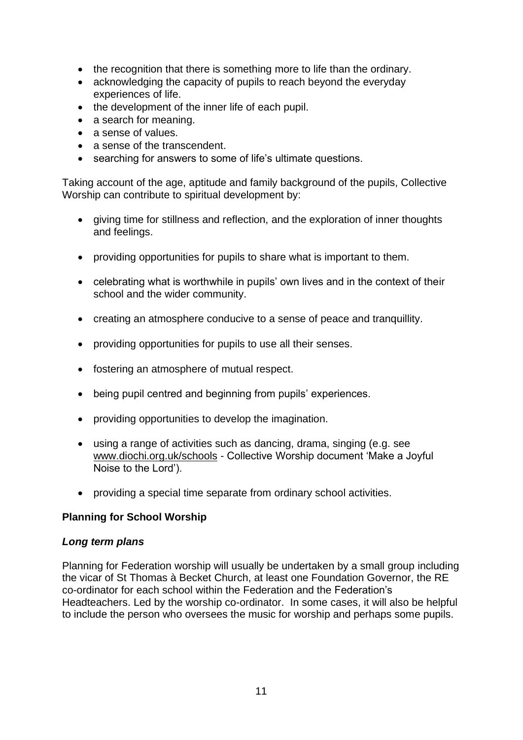- the recognition that there is something more to life than the ordinary.
- acknowledging the capacity of pupils to reach beyond the everyday experiences of life.
- the development of the inner life of each pupil.
- a search for meaning.
- a sense of values.
- a sense of the transcendent.
- searching for answers to some of life's ultimate questions.

Taking account of the age, aptitude and family background of the pupils, Collective Worship can contribute to spiritual development by:

- giving time for stillness and reflection, and the exploration of inner thoughts and feelings.
- providing opportunities for pupils to share what is important to them.
- celebrating what is worthwhile in pupils' own lives and in the context of their school and the wider community.
- creating an atmosphere conducive to a sense of peace and tranquillity.
- providing opportunities for pupils to use all their senses.
- fostering an atmosphere of mutual respect.
- being pupil centred and beginning from pupils' experiences.
- providing opportunities to develop the imagination.
- using a range of activities such as dancing, drama, singing (e.g. see www.diochi.org.uk/schools - Collective Worship document 'Make a Joyful Noise to the Lord').
- providing a special time separate from ordinary school activities.

**Planning for School Worship**

***Long term plans***

Planning for Federation worship will usually be undertaken by a small group including the vicar of St Thomas à Becket Church, at least one Foundation Governor, the RE co-ordinator for each school within the Federation and the Federation's Headteachers. Led by the worship co-ordinator. In some cases, it will also be helpful to include the person who oversees the music for worship and perhaps some pupils.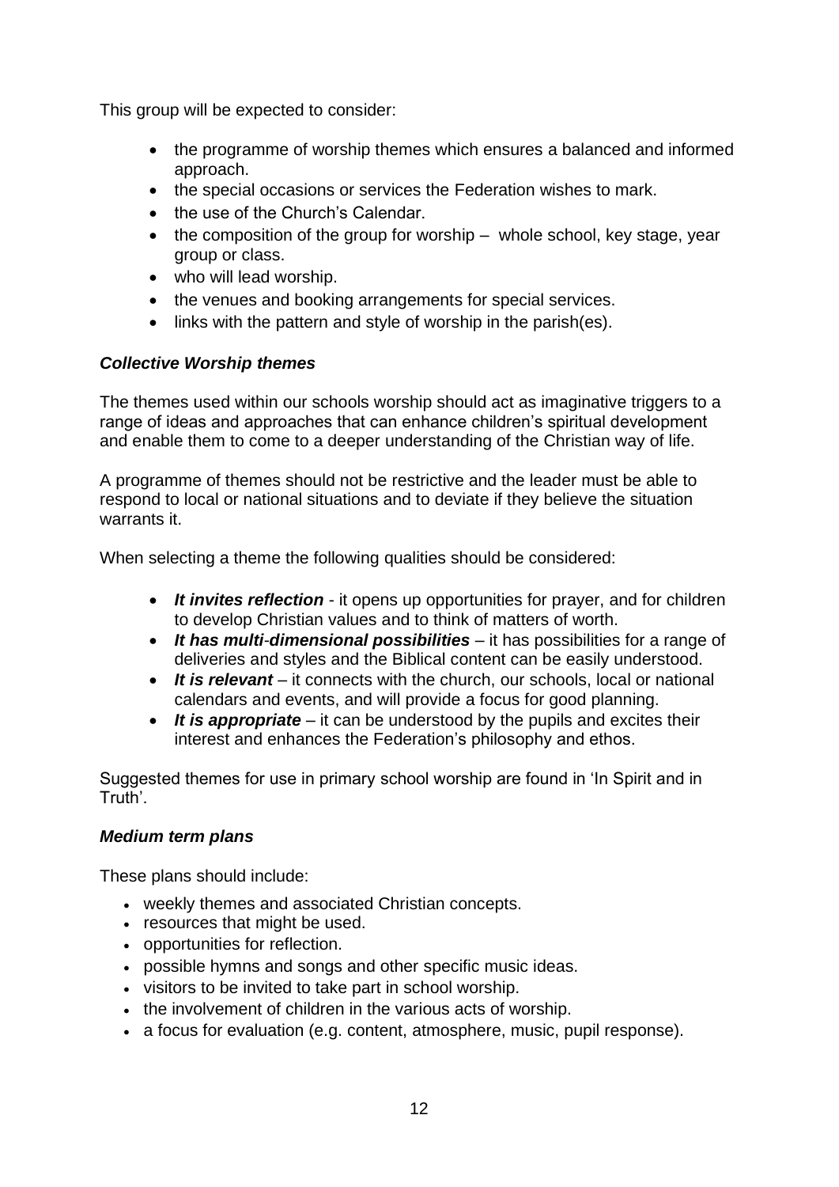This group will be expected to consider:

- the programme of worship themes which ensures a balanced and informed approach.
- the special occasions or services the Federation wishes to mark.
- the use of the Church's Calendar.
- the composition of the group for worship – whole school, key stage, year group or class.
- who will lead worship.
- the venues and booking arrangements for special services.
- links with the pattern and style of worship in the parish(es).

### *Collective Worship themes*

The themes used within our schools worship should act as imaginative triggers to a range of ideas and approaches that can enhance children's spiritual development and enable them to come to a deeper understanding of the Christian way of life.

A programme of themes should not be restrictive and the leader must be able to respond to local or national situations and to deviate if they believe the situation warrants it.

When selecting a theme the following qualities should be considered:

- ***It invites reflection*** - it opens up opportunities for prayer, and for children to develop Christian values and to think of matters of worth.
- ***It has multi-dimensional possibilities*** – it has possibilities for a range of deliveries and styles and the Biblical content can be easily understood.
- ***It is relevant*** – it connects with the church, our schools, local or national calendars and events, and will provide a focus for good planning.
- ***It is appropriate*** – it can be understood by the pupils and excites their interest and enhances the Federation's philosophy and ethos.

Suggested themes for use in primary school worship are found in 'In Spirit and in Truth'.

### *Medium term plans*

These plans should include:

- weekly themes and associated Christian concepts.
- resources that might be used.
- opportunities for reflection.
- possible hymns and songs and other specific music ideas.
- visitors to be invited to take part in school worship.
- the involvement of children in the various acts of worship.
- a focus for evaluation (e.g. content, atmosphere, music, pupil response).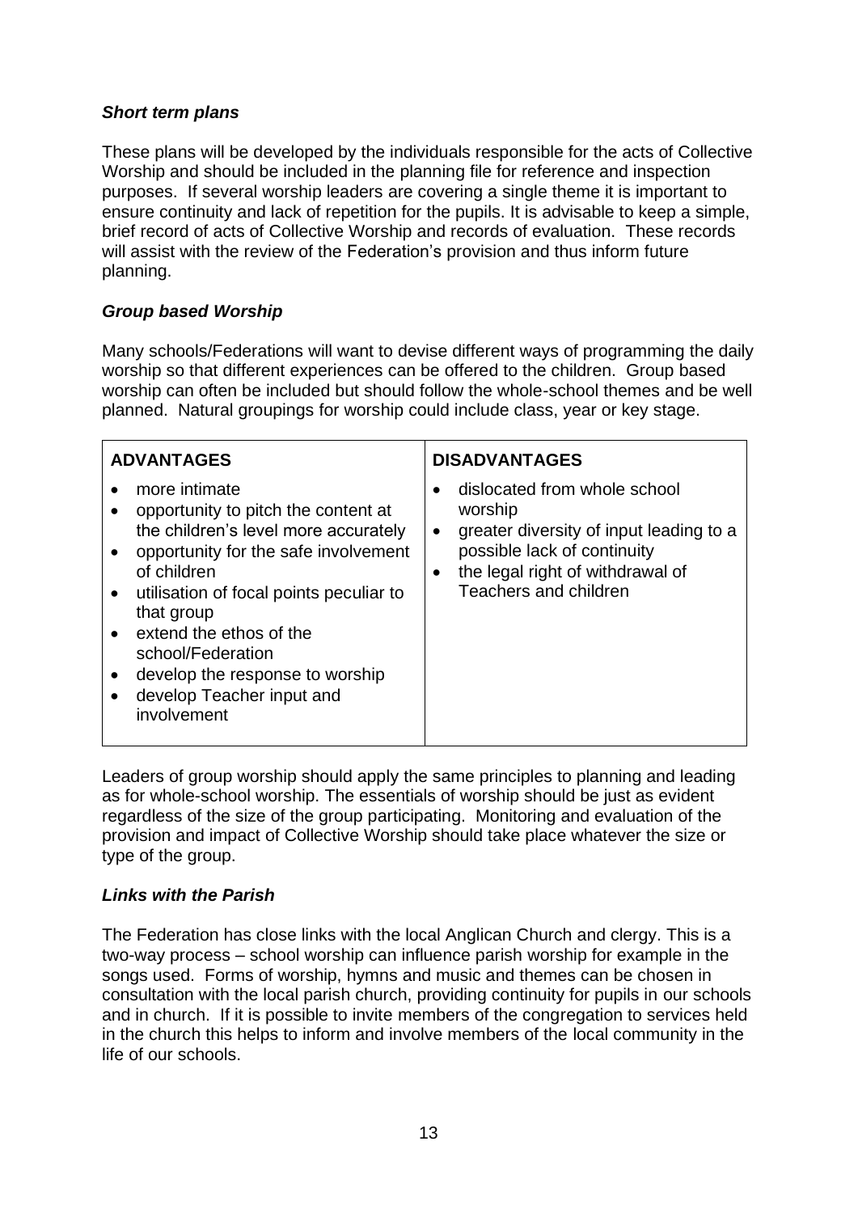### *Short term plans*

These plans will be developed by the individuals responsible for the acts of Collective Worship and should be included in the planning file for reference and inspection purposes. If several worship leaders are covering a single theme it is important to ensure continuity and lack of repetition for the pupils. It is advisable to keep a simple, brief record of acts of Collective Worship and records of evaluation. These records will assist with the review of the Federation's provision and thus inform future planning.

### *Group based Worship*

Many schools/Federations will want to devise different ways of programming the daily worship so that different experiences can be offered to the children. Group based worship can often be included but should follow the whole-school themes and be well planned. Natural groupings for worship could include class, year or key stage.

| ADVANTAGES | DISADVANTAGES |
|---|---|
| • more intimate<br>• opportunity to pitch the content at the children's level more accurately<br>• opportunity for the safe involvement of children<br>• utilisation of focal points peculiar to that group<br>• extend the ethos of the school/Federation<br>• develop the response to worship<br>• develop Teacher input and involvement | • dislocated from whole school worship<br>• greater diversity of input leading to a possible lack of continuity<br>• the legal right of withdrawal of Teachers and children |

Leaders of group worship should apply the same principles to planning and leading as for whole-school worship. The essentials of worship should be just as evident regardless of the size of the group participating. Monitoring and evaluation of the provision and impact of Collective Worship should take place whatever the size or type of the group.

### *Links with the Parish*

The Federation has close links with the local Anglican Church and clergy. This is a two-way process – school worship can influence parish worship for example in the songs used. Forms of worship, hymns and music and themes can be chosen in consultation with the local parish church, providing continuity for pupils in our schools and in church. If it is possible to invite members of the congregation to services held in the church this helps to inform and involve members of the local community in the life of our schools.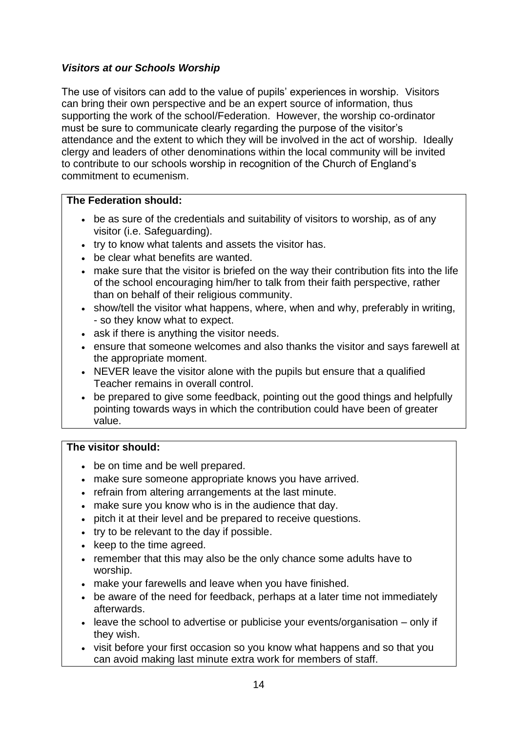***Visitors at our Schools Worship***

The use of visitors can add to the value of pupils' experiences in worship. Visitors can bring their own perspective and be an expert source of information, thus supporting the work of the school/Federation. However, the worship co-ordinator must be sure to communicate clearly regarding the purpose of the visitor's attendance and the extent to which they will be involved in the act of worship. Ideally clergy and leaders of other denominations within the local community will be invited to contribute to our schools worship in recognition of the Church of England's commitment to ecumenism.

**The Federation should:**

- be as sure of the credentials and suitability of visitors to worship, as of any visitor (i.e. Safeguarding).
- try to know what talents and assets the visitor has.
- be clear what benefits are wanted.
- make sure that the visitor is briefed on the way their contribution fits into the life of the school encouraging him/her to talk from their faith perspective, rather than on behalf of their religious community.
- show/tell the visitor what happens, where, when and why, preferably in writing, - so they know what to expect.
- ask if there is anything the visitor needs.
- ensure that someone welcomes and also thanks the visitor and says farewell at the appropriate moment.
- NEVER leave the visitor alone with the pupils but ensure that a qualified Teacher remains in overall control.
- be prepared to give some feedback, pointing out the good things and helpfully pointing towards ways in which the contribution could have been of greater value.

**The visitor should:**

- be on time and be well prepared.
- make sure someone appropriate knows you have arrived.
- refrain from altering arrangements at the last minute.
- make sure you know who is in the audience that day.
- pitch it at their level and be prepared to receive questions.
- try to be relevant to the day if possible.
- keep to the time agreed.
- remember that this may also be the only chance some adults have to worship.
- make your farewells and leave when you have finished.
- be aware of the need for feedback, perhaps at a later time not immediately afterwards.
- leave the school to advertise or publicise your events/organisation – only if they wish.
- visit before your first occasion so you know what happens and so that you can avoid making last minute extra work for members of staff.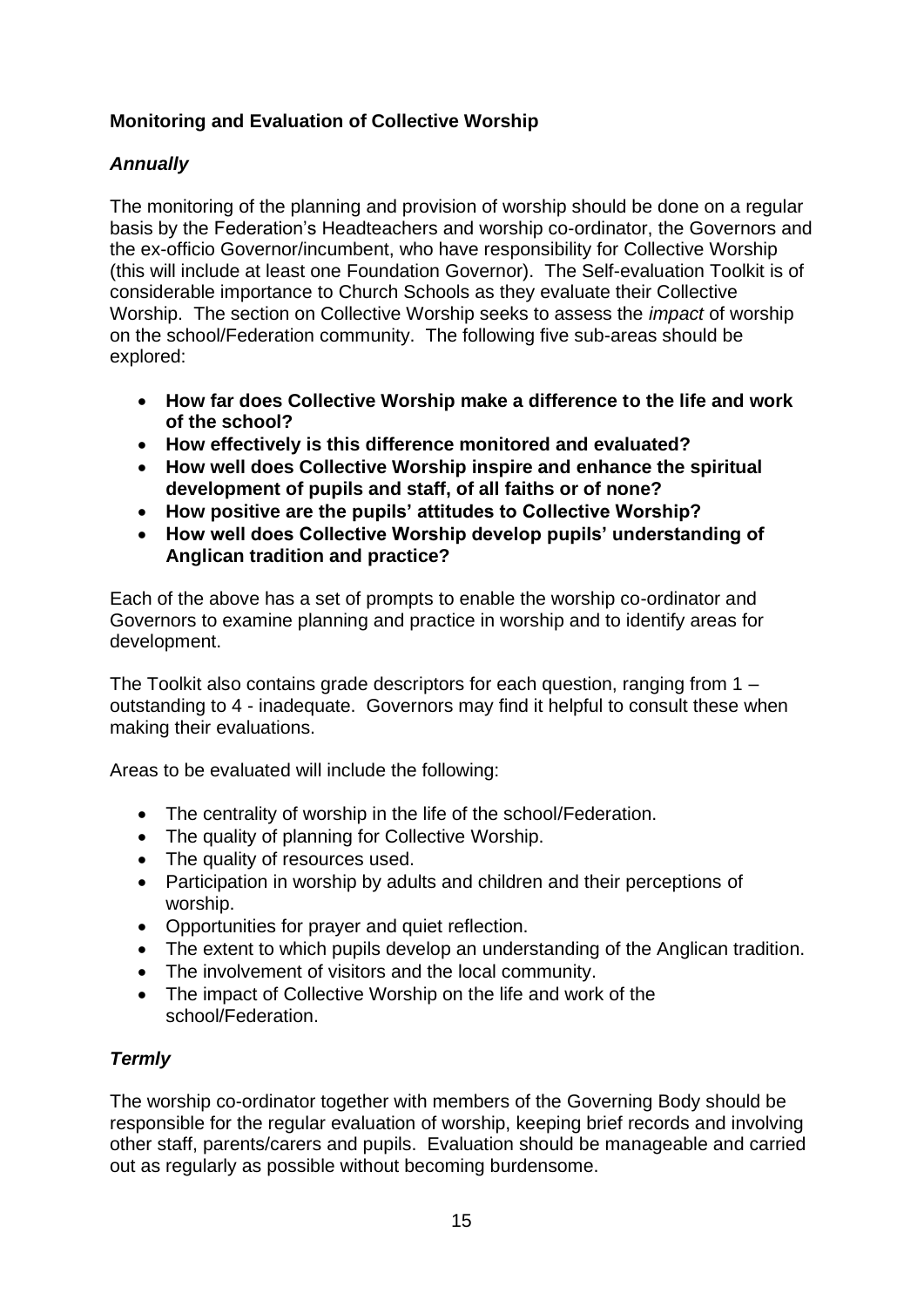## Monitoring and Evaluation of Collective Worship

### *Annually*

The monitoring of the planning and provision of worship should be done on a regular basis by the Federation's Headteachers and worship co-ordinator, the Governors and the ex-officio Governor/incumbent, who have responsibility for Collective Worship (this will include at least one Foundation Governor). The Self-evaluation Toolkit is of considerable importance to Church Schools as they evaluate their Collective Worship. The section on Collective Worship seeks to assess the *impact* of worship on the school/Federation community. The following five sub-areas should be explored:

- **How far does Collective Worship make a difference to the life and work of the school?**
- **How effectively is this difference monitored and evaluated?**
- **How well does Collective Worship inspire and enhance the spiritual development of pupils and staff, of all faiths or of none?**
- **How positive are the pupils' attitudes to Collective Worship?**
- **How well does Collective Worship develop pupils' understanding of Anglican tradition and practice?**

Each of the above has a set of prompts to enable the worship co-ordinator and Governors to examine planning and practice in worship and to identify areas for development.

The Toolkit also contains grade descriptors for each question, ranging from 1 – outstanding to 4 - inadequate. Governors may find it helpful to consult these when making their evaluations.

Areas to be evaluated will include the following:

- The centrality of worship in the life of the school/Federation.
- The quality of planning for Collective Worship.
- The quality of resources used.
- Participation in worship by adults and children and their perceptions of worship.
- Opportunities for prayer and quiet reflection.
- The extent to which pupils develop an understanding of the Anglican tradition.
- The involvement of visitors and the local community.
- The impact of Collective Worship on the life and work of the school/Federation.

### *Termly*

The worship co-ordinator together with members of the Governing Body should be responsible for the regular evaluation of worship, keeping brief records and involving other staff, parents/carers and pupils. Evaluation should be manageable and carried out as regularly as possible without becoming burdensome.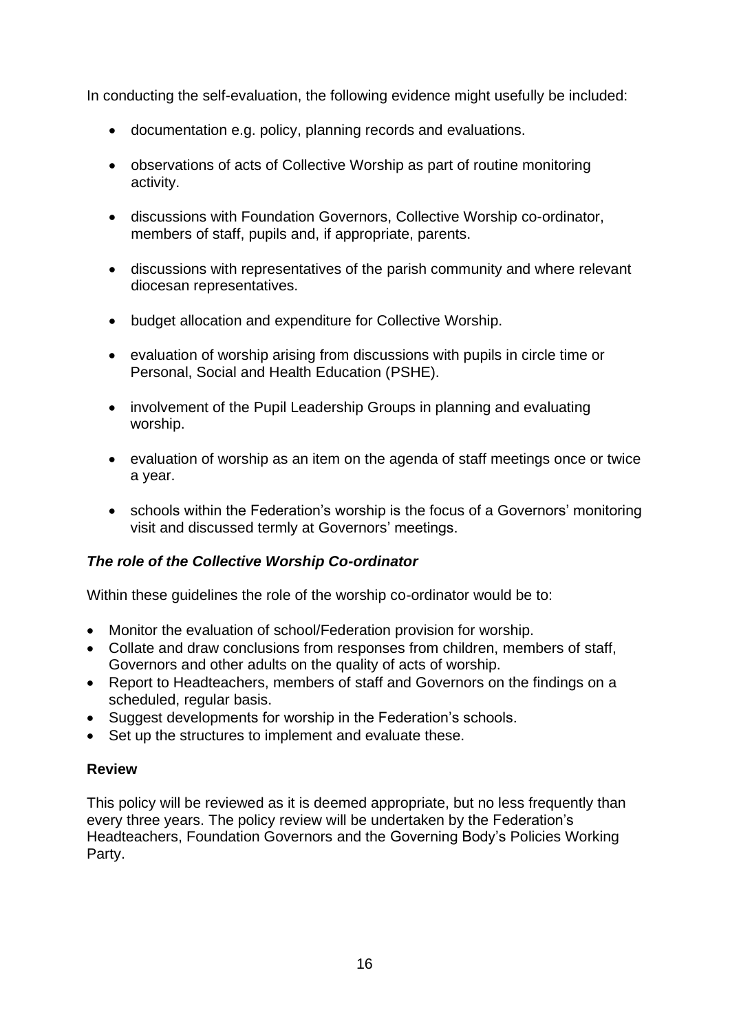In conducting the self-evaluation, the following evidence might usefully be included:

- documentation e.g. policy, planning records and evaluations.
- observations of acts of Collective Worship as part of routine monitoring activity.
- discussions with Foundation Governors, Collective Worship co-ordinator, members of staff, pupils and, if appropriate, parents.
- discussions with representatives of the parish community and where relevant diocesan representatives.
- budget allocation and expenditure for Collective Worship.
- evaluation of worship arising from discussions with pupils in circle time or Personal, Social and Health Education (PSHE).
- involvement of the Pupil Leadership Groups in planning and evaluating worship.
- evaluation of worship as an item on the agenda of staff meetings once or twice a year.
- schools within the Federation's worship is the focus of a Governors' monitoring visit and discussed termly at Governors' meetings.

### *The role of the Collective Worship Co-ordinator*

Within these guidelines the role of the worship co-ordinator would be to:

- Monitor the evaluation of school/Federation provision for worship.
- Collate and draw conclusions from responses from children, members of staff, Governors and other adults on the quality of acts of worship.
- Report to Headteachers, members of staff and Governors on the findings on a scheduled, regular basis.
- Suggest developments for worship in the Federation's schools.
- Set up the structures to implement and evaluate these.

### **Review**

This policy will be reviewed as it is deemed appropriate, but no less frequently than every three years. The policy review will be undertaken by the Federation's Headteachers, Foundation Governors and the Governing Body's Policies Working Party.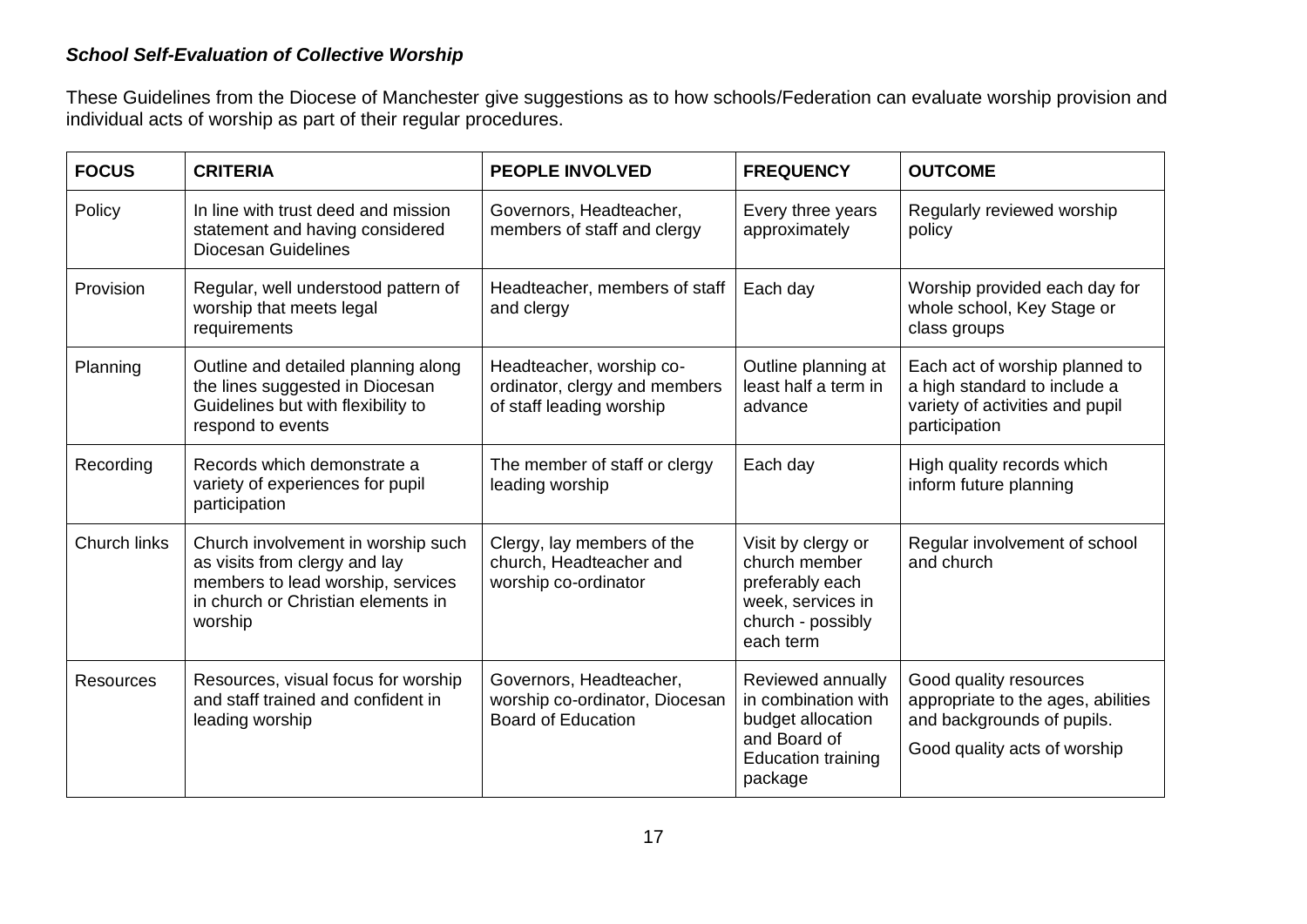***School Self-Evaluation of Collective Worship***

These Guidelines from the Diocese of Manchester give suggestions as to how schools/Federation can evaluate worship provision and individual acts of worship as part of their regular procedures.

| FOCUS | CRITERIA | PEOPLE INVOLVED | FREQUENCY | OUTCOME |
|---|---|---|---|---|
| Policy | In line with trust deed and mission statement and having considered Diocesan Guidelines | Governors, Headteacher, members of staff and clergy | Every three years approximately | Regularly reviewed worship policy |
| Provision | Regular, well understood pattern of worship that meets legal requirements | Headteacher, members of staff and clergy | Each day | Worship provided each day for whole school, Key Stage or class groups |
| Planning | Outline and detailed planning along the lines suggested in Diocesan Guidelines but with flexibility to respond to events | Headteacher, worship co-ordinator, clergy and members of staff leading worship | Outline planning at least half a term in advance | Each act of worship planned to a high standard to include a variety of activities and pupil participation |
| Recording | Records which demonstrate a variety of experiences for pupil participation | The member of staff or clergy leading worship | Each day | High quality records which inform future planning |
| Church links | Church involvement in worship such as visits from clergy and lay members to lead worship, services in church or Christian elements in worship | Clergy, lay members of the church, Headteacher and worship co-ordinator | Visit by clergy or church member preferably each week, services in church - possibly each term | Regular involvement of school and church |
| Resources | Resources, visual focus for worship and staff trained and confident in leading worship | Governors, Headteacher, worship co-ordinator, Diocesan Board of Education | Reviewed annually in combination with budget allocation and Board of Education training package | Good quality resources appropriate to the ages, abilities and backgrounds of pupils.<br><br>Good quality acts of worship |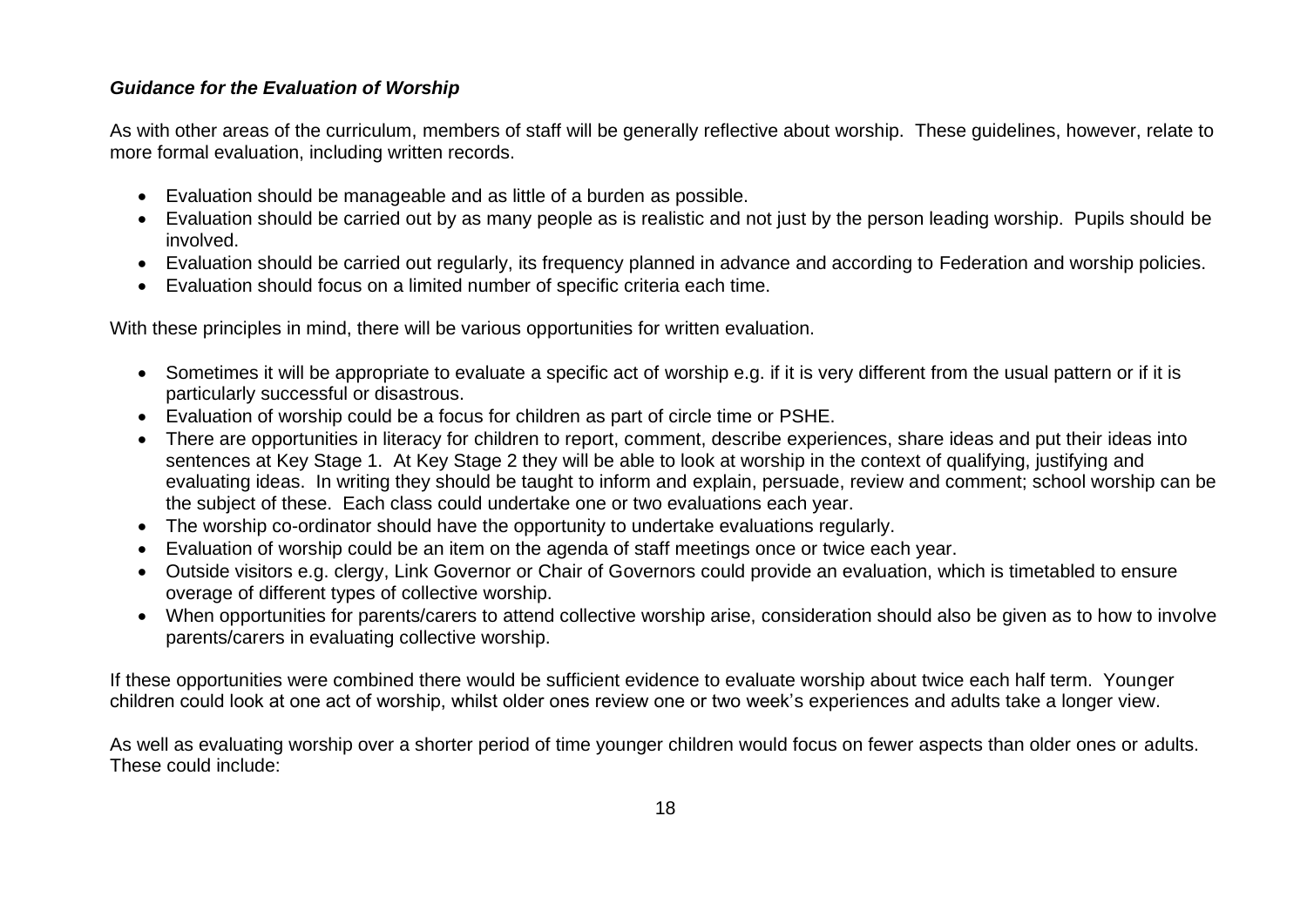***Guidance for the Evaluation of Worship***

As with other areas of the curriculum, members of staff will be generally reflective about worship. These guidelines, however, relate to more formal evaluation, including written records.

- Evaluation should be manageable and as little of a burden as possible.
- Evaluation should be carried out by as many people as is realistic and not just by the person leading worship. Pupils should be involved.
- Evaluation should be carried out regularly, its frequency planned in advance and according to Federation and worship policies.
- Evaluation should focus on a limited number of specific criteria each time.

With these principles in mind, there will be various opportunities for written evaluation.

- Sometimes it will be appropriate to evaluate a specific act of worship e.g. if it is very different from the usual pattern or if it is particularly successful or disastrous.
- Evaluation of worship could be a focus for children as part of circle time or PSHE.
- There are opportunities in literacy for children to report, comment, describe experiences, share ideas and put their ideas into sentences at Key Stage 1. At Key Stage 2 they will be able to look at worship in the context of qualifying, justifying and evaluating ideas. In writing they should be taught to inform and explain, persuade, review and comment; school worship can be the subject of these. Each class could undertake one or two evaluations each year.
- The worship co-ordinator should have the opportunity to undertake evaluations regularly.
- Evaluation of worship could be an item on the agenda of staff meetings once or twice each year.
- Outside visitors e.g. clergy, Link Governor or Chair of Governors could provide an evaluation, which is timetabled to ensure overage of different types of collective worship.
- When opportunities for parents/carers to attend collective worship arise, consideration should also be given as to how to involve parents/carers in evaluating collective worship.

If these opportunities were combined there would be sufficient evidence to evaluate worship about twice each half term. Younger children could look at one act of worship, whilst older ones review one or two week's experiences and adults take a longer view.

As well as evaluating worship over a shorter period of time younger children would focus on fewer aspects than older ones or adults. These could include: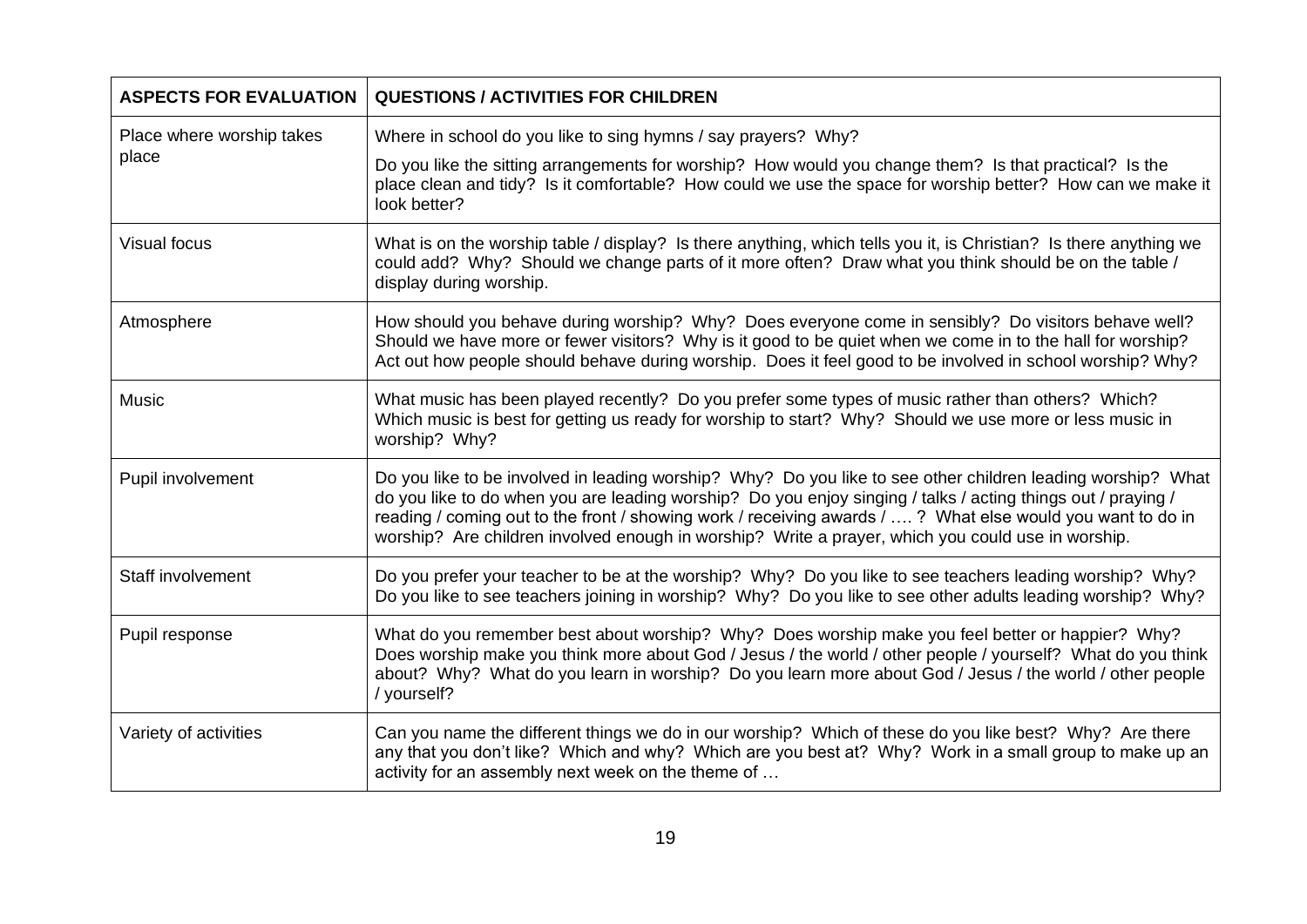| ASPECTS FOR EVALUATION | QUESTIONS / ACTIVITIES FOR CHILDREN |
|---|---|
| Place where worship takes place | Where in school do you like to sing hymns / say prayers? Why?<br><br>Do you like the sitting arrangements for worship? How would you change them? Is that practical? Is the place clean and tidy? Is it comfortable? How could we use the space for worship better? How can we make it look better? |
| Visual focus | What is on the worship table / display? Is there anything, which tells you it, is Christian? Is there anything we could add? Why? Should we change parts of it more often? Draw what you think should be on the table / display during worship. |
| Atmosphere | How should you behave during worship? Why? Does everyone come in sensibly? Do visitors behave well? Should we have more or fewer visitors? Why is it good to be quiet when we come in to the hall for worship? Act out how people should behave during worship. Does it feel good to be involved in school worship? Why? |
| Music | What music has been played recently? Do you prefer some types of music rather than others? Which? Which music is best for getting us ready for worship to start? Why? Should we use more or less music in worship? Why? |
| Pupil involvement | Do you like to be involved in leading worship? Why? Do you like to see other children leading worship? What do you like to do when you are leading worship? Do you enjoy singing / talks / acting things out / praying / reading / coming out to the front / showing work / receiving awards / …. ? What else would you want to do in worship? Are children involved enough in worship? Write a prayer, which you could use in worship. |
| Staff involvement | Do you prefer your teacher to be at the worship? Why? Do you like to see teachers leading worship? Why? Do you like to see teachers joining in worship? Why? Do you like to see other adults leading worship? Why? |
| Pupil response | What do you remember best about worship? Why? Does worship make you feel better or happier? Why? Does worship make you think more about God / Jesus / the world / other people / yourself? What do you think about? Why? What do you learn in worship? Do you learn more about God / Jesus / the world / other people / yourself? |
| Variety of activities | Can you name the different things we do in our worship? Which of these do you like best? Why? Are there any that you don't like? Which and why? Which are you best at? Why? Work in a small group to make up an activity for an assembly next week on the theme of … |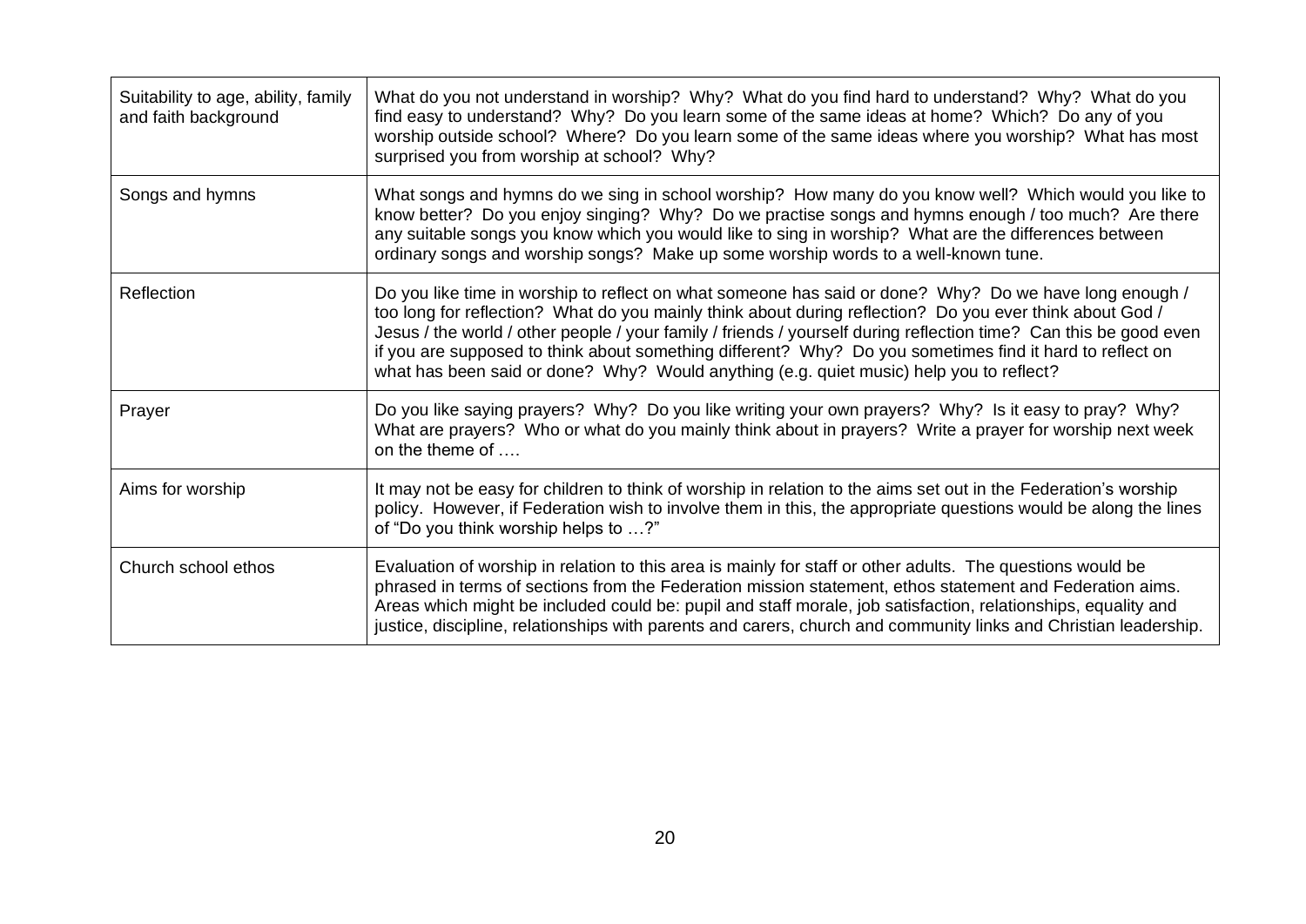| | |
|---|---|
| Suitability to age, ability, family and faith background | What do you not understand in worship? Why? What do you find hard to understand? Why? What do you find easy to understand? Why? Do you learn some of the same ideas at home? Which? Do any of you worship outside school? Where? Do you learn some of the same ideas where you worship? What has most surprised you from worship at school? Why? |
| Songs and hymns | What songs and hymns do we sing in school worship? How many do you know well? Which would you like to know better? Do you enjoy singing? Why? Do we practise songs and hymns enough / too much? Are there any suitable songs you know which you would like to sing in worship? What are the differences between ordinary songs and worship songs? Make up some worship words to a well-known tune. |
| Reflection | Do you like time in worship to reflect on what someone has said or done? Why? Do we have long enough / too long for reflection? What do you mainly think about during reflection? Do you ever think about God / Jesus / the world / other people / your family / friends / yourself during reflection time? Can this be good even if you are supposed to think about something different? Why? Do you sometimes find it hard to reflect on what has been said or done? Why? Would anything (e.g. quiet music) help you to reflect? |
| Prayer | Do you like saying prayers? Why? Do you like writing your own prayers? Why? Is it easy to pray? Why? What are prayers? Who or what do you mainly think about in prayers? Write a prayer for worship next week on the theme of …. |
| Aims for worship | It may not be easy for children to think of worship in relation to the aims set out in the Federation's worship policy. However, if Federation wish to involve them in this, the appropriate questions would be along the lines of "Do you think worship helps to …?" |
| Church school ethos | Evaluation of worship in relation to this area is mainly for staff or other adults. The questions would be phrased in terms of sections from the Federation mission statement, ethos statement and Federation aims. Areas which might be included could be: pupil and staff morale, job satisfaction, relationships, equality and justice, discipline, relationships with parents and carers, church and community links and Christian leadership. |